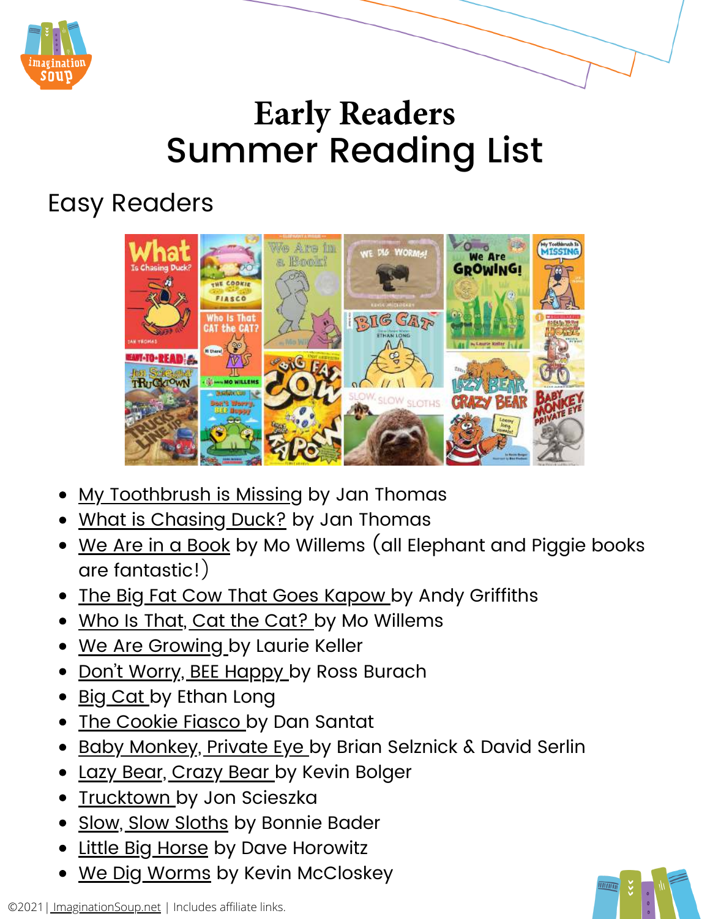# Early Readers
# Summer Reading List

## Easy Readers

- My Toothbrush is Missing by Jan Thomas
- What is Chasing Duck? by Jan Thomas
- We Are in a Book by Mo Willems (all Elephant and Piggie books are fantastic!)
- The Big Fat Cow That Goes Kapow by Andy Griffiths
- Who Is That, Cat the Cat? by Mo Willems
- We Are Growing by Laurie Keller
- Don't Worry, BEE Happy by Ross Burach
- Big Cat by Ethan Long
- The Cookie Fiasco by Dan Santat
- Baby Monkey, Private Eye by Brian Selznick & David Serlin
- Lazy Bear, Crazy Bear by Kevin Bolger
- Trucktown by Jon Scieszka
- Slow, Slow Sloths by Bonnie Bader
- Little Big Horse by Dave Horowitz
- We Dig Worms by Kevin McCloskey

©2021| ImaginationSoup.net | Includes affiliate links.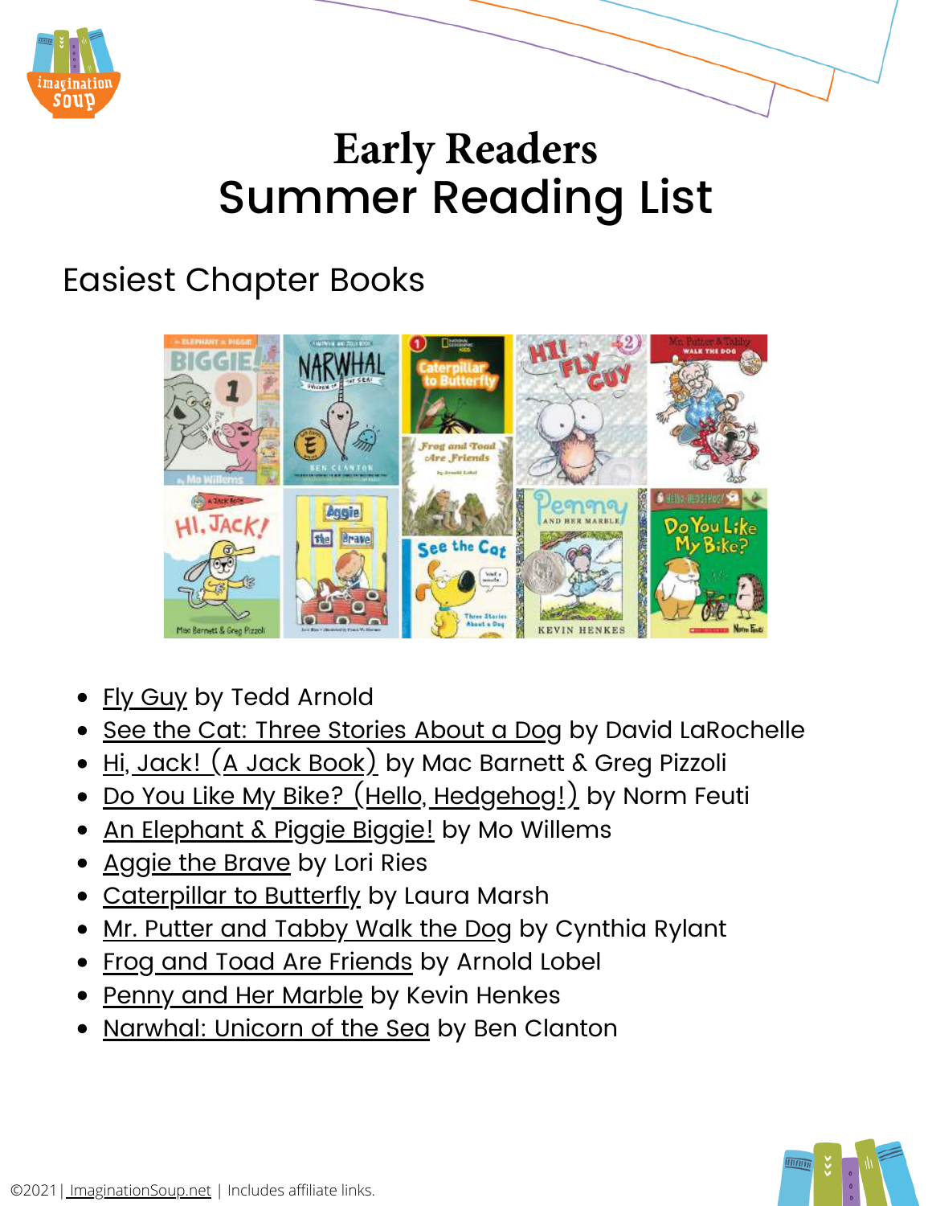# Early Readers
# Summer Reading List

## Easiest Chapter Books

- Fly Guy by Tedd Arnold
- See the Cat: Three Stories About a Dog by David LaRochelle
- Hi, Jack! (A Jack Book) by Mac Barnett & Greg Pizzoli
- Do You Like My Bike? (Hello, Hedgehog!) by Norm Feuti
- An Elephant & Piggie Biggie! by Mo Willems
- Aggie the Brave by Lori Ries
- Caterpillar to Butterfly by Laura Marsh
- Mr. Putter and Tabby Walk the Dog by Cynthia Rylant
- Frog and Toad Are Friends by Arnold Lobel
- Penny and Her Marble by Kevin Henkes
- Narwhal: Unicorn of the Sea by Ben Clanton

©2021| ImaginationSoup.net | Includes affiliate links.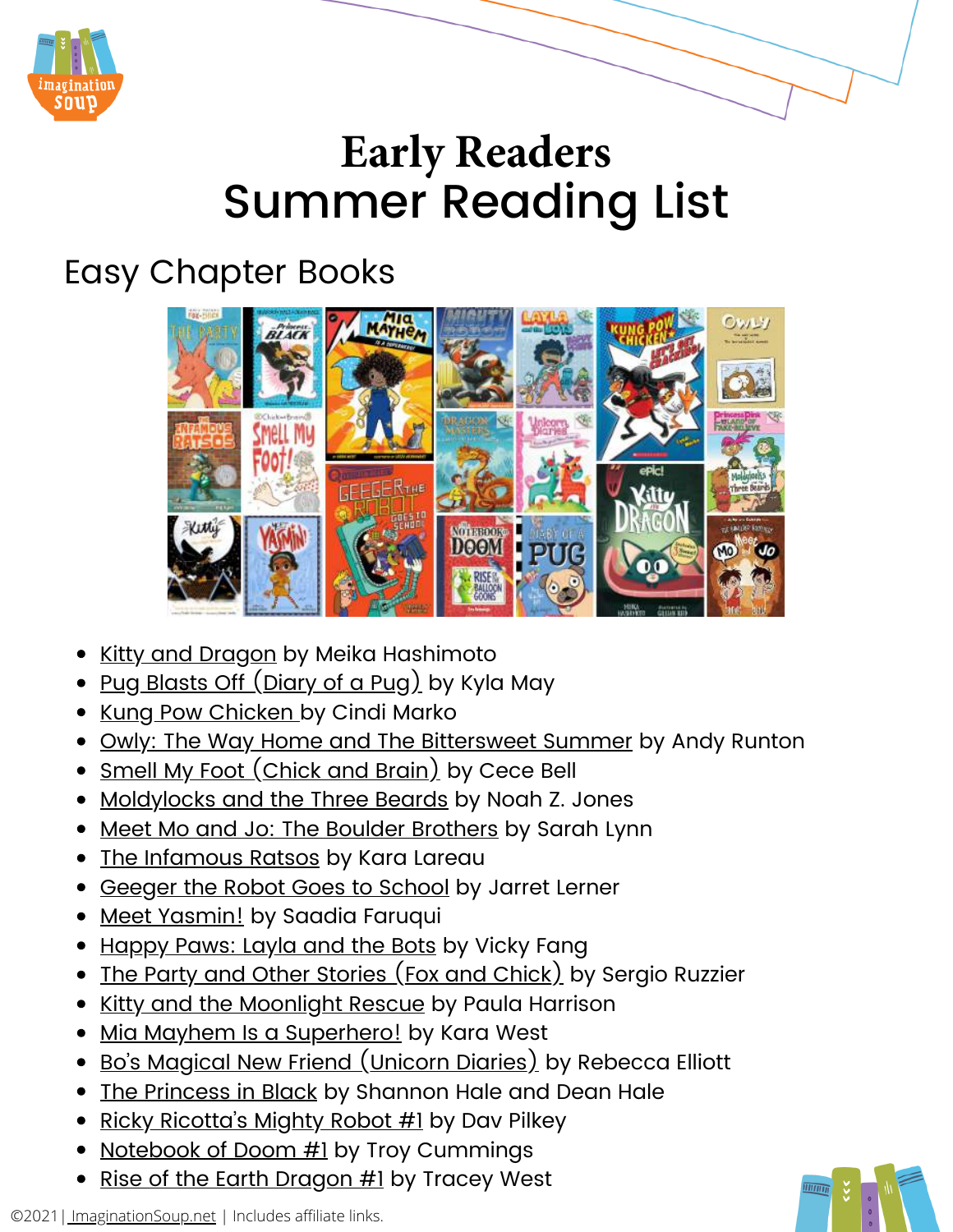# Early Readers
# Summer Reading List

## Easy Chapter Books

- Kitty and Dragon by Meika Hashimoto
- Pug Blasts Off (Diary of a Pug) by Kyla May
- Kung Pow Chicken by Cindi Marko
- Owly: The Way Home and The Bittersweet Summer by Andy Runton
- Smell My Foot (Chick and Brain) by Cece Bell
- Moldylocks and the Three Beards by Noah Z. Jones
- Meet Mo and Jo: The Boulder Brothers by Sarah Lynn
- The Infamous Ratsos by Kara Lareau
- Geeger the Robot Goes to School by Jarret Lerner
- Meet Yasmin! by Saadia Faruqui
- Happy Paws: Layla and the Bots by Vicky Fang
- The Party and Other Stories (Fox and Chick) by Sergio Ruzzier
- Kitty and the Moonlight Rescue by Paula Harrison
- Mia Mayhem Is a Superhero! by Kara West
- Bo's Magical New Friend (Unicorn Diaries) by Rebecca Elliott
- The Princess in Black by Shannon Hale and Dean Hale
- Ricky Ricotta's Mighty Robot #1 by Dav Pilkey
- Notebook of Doom #1 by Troy Cummings
- Rise of the Earth Dragon #1 by Tracey West

©2021| ImaginationSoup.net | Includes affiliate links.